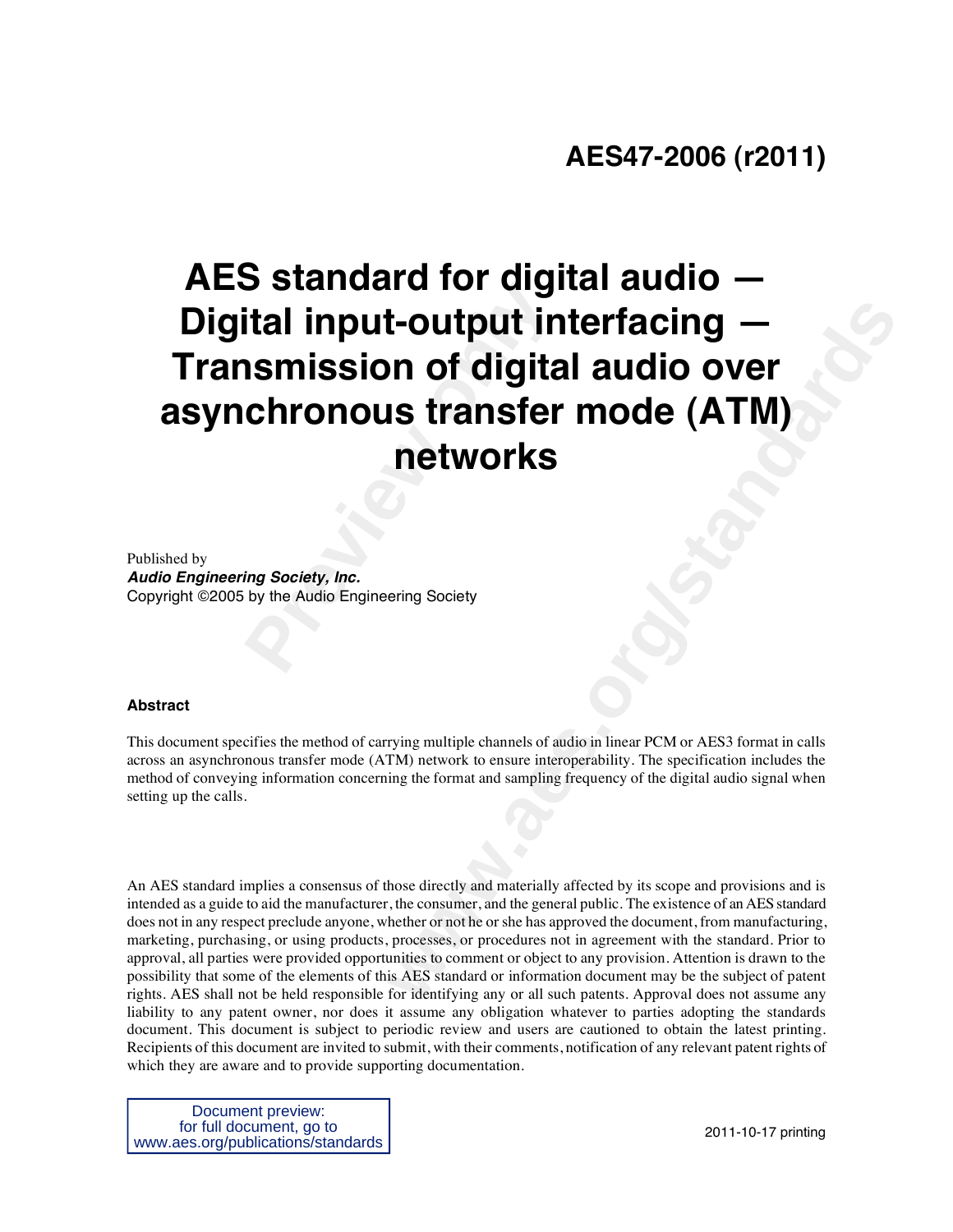# AES47-2006 (r2011)

# AES standard for digital audio — Digital input-output interfacing — Transmission of digital audio over asynchronous transfer mode (ATM) networks

Published by
***Audio Engineering Society, Inc.***
Copyright ©2005 by the Audio Engineering Society

**Abstract**

This document specifies the method of carrying multiple channels of audio in linear PCM or AES3 format in calls across an asynchronous transfer mode (ATM) network to ensure interoperability. The specification includes the method of conveying information concerning the format and sampling frequency of the digital audio signal when setting up the calls.

An AES standard implies a consensus of those directly and materially affected by its scope and provisions and is intended as a guide to aid the manufacturer, the consumer, and the general public. The existence of an AES standard does not in any respect preclude anyone, whether or not he or she has approved the document, from manufacturing, marketing, purchasing, or using products, processes, or procedures not in agreement with the standard. Prior to approval, all parties were provided opportunities to comment or object to any provision. Attention is drawn to the possibility that some of the elements of this AES standard or information document may be the subject of patent rights. AES shall not be held responsible for identifying any or all such patents. Approval does not assume any liability to any patent owner, nor does it assume any obligation whatever to parties adopting the standards document. This document is subject to periodic review and users are cautioned to obtain the latest printing. Recipients of this document are invited to submit, with their comments, notification of any relevant patent rights of which they are aware and to provide supporting documentation.

Document preview:
for full document, go to
www.aes.org/publications/standards

2011-10-17 printing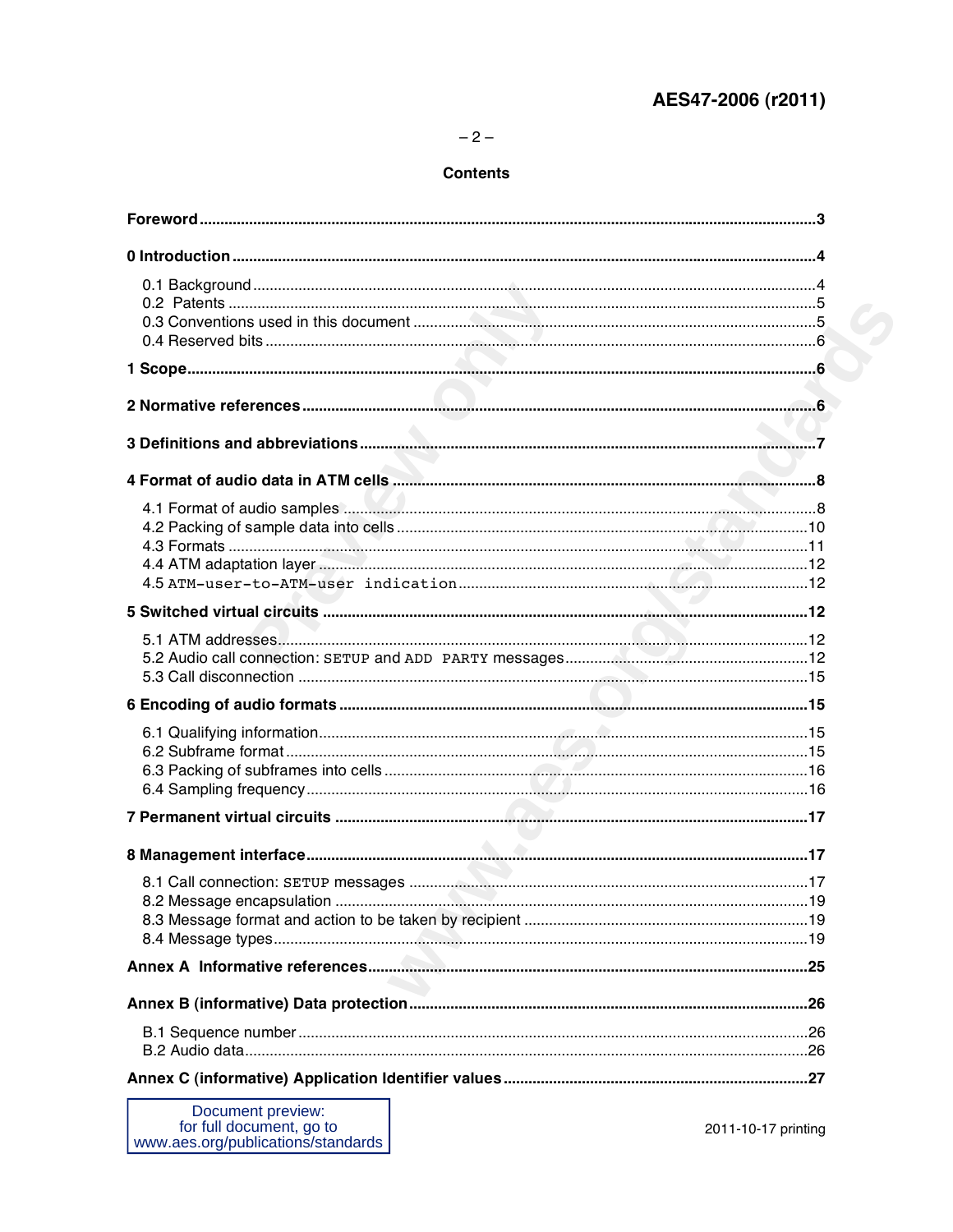## Contents

**Foreword** ...3

**0 Introduction** ...4

- 0.1 Background ...4
- 0.2 Patents ...5
- 0.3 Conventions used in this document ...5
- 0.4 Reserved bits ...6

**1 Scope** ...6

**2 Normative references** ...6

**3 Definitions and abbreviations** ...7

**4 Format of audio data in ATM cells** ...8

- 4.1 Format of audio samples ...8
- 4.2 Packing of sample data into cells ...10
- 4.3 Formats ...11
- 4.4 ATM adaptation layer ...12
- 4.5 `ATM-user-to-ATM-user indication` ...12

**5 Switched virtual circuits** ...12

- 5.1 ATM addresses ...12
- 5.2 Audio call connection: `SETUP` and `ADD PARTY` messages ...12
- 5.3 Call disconnection ...15

**6 Encoding of audio formats** ...15

- 6.1 Qualifying information ...15
- 6.2 Subframe format ...15
- 6.3 Packing of subframes into cells ...16
- 6.4 Sampling frequency ...16

**7 Permanent virtual circuits** ...17

**8 Management interface** ...17

- 8.1 Call connection: `SETUP` messages ...17
- 8.2 Message encapsulation ...19
- 8.3 Message format and action to be taken by recipient ...19
- 8.4 Message types ...19

**Annex A Informative references** ...25

**Annex B (informative) Data protection** ...26

- B.1 Sequence number ...26
- B.2 Audio data ...26

**Annex C (informative) Application Identifier values** ...27

2011-10-17 printing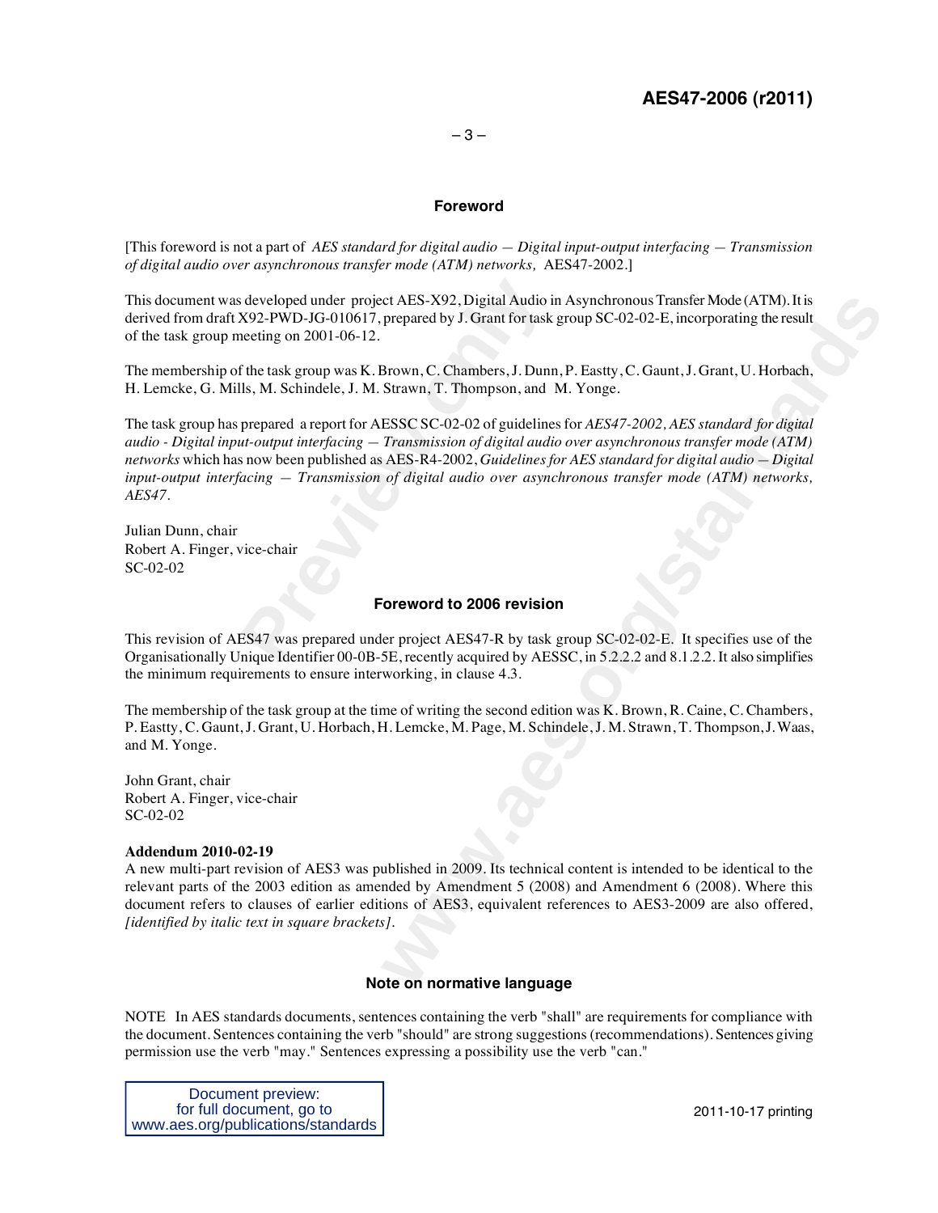## Foreword

[This foreword is not a part of *AES standard for digital audio — Digital input-output interfacing — Transmission of digital audio over asynchronous transfer mode (ATM) networks,* AES47-2002.]

This document was developed under project AES-X92, Digital Audio in Asynchronous Transfer Mode (ATM). It is derived from draft X92-PWD-JG-010617, prepared by J. Grant for task group SC-02-02-E, incorporating the result of the task group meeting on 2001-06-12.

The membership of the task group was K. Brown, C. Chambers, J. Dunn, P. Eastty, C. Gaunt, J. Grant, U. Horbach, H. Lemcke, G. Mills, M. Schindele, J. M. Strawn, T. Thompson, and M. Yonge.

The task group has prepared a report for AESSC SC-02-02 of guidelines for *AES47-2002, AES standard for digital audio - Digital input-output interfacing — Transmission of digital audio over asynchronous transfer mode (ATM) networks* which has now been published as AES-R4-2002, *Guidelines for AES standard for digital audio — Digital input-output interfacing — Transmission of digital audio over asynchronous transfer mode (ATM) networks, AES47*.

Julian Dunn, chair
Robert A. Finger, vice-chair
SC-02-02

## Foreword to 2006 revision

This revision of AES47 was prepared under project AES47-R by task group SC-02-02-E. It specifies use of the Organisationally Unique Identifier 00-0B-5E, recently acquired by AESSC, in 5.2.2.2 and 8.1.2.2. It also simplifies the minimum requirements to ensure interworking, in clause 4.3.

The membership of the task group at the time of writing the second edition was K. Brown, R. Caine, C. Chambers, P. Eastty, C. Gaunt, J. Grant, U. Horbach, H. Lemcke, M. Page, M. Schindele, J. M. Strawn, T. Thompson, J. Waas, and M. Yonge.

John Grant, chair
Robert A. Finger, vice-chair
SC-02-02

**Addendum 2010-02-19**

A new multi-part revision of AES3 was published in 2009. Its technical content is intended to be identical to the relevant parts of the 2003 edition as amended by Amendment 5 (2008) and Amendment 6 (2008). Where this document refers to clauses of earlier editions of AES3, equivalent references to AES3-2009 are also offered, *[identified by italic text in square brackets]*.

## Note on normative language

NOTE In AES standards documents, sentences containing the verb "shall" are requirements for compliance with the document. Sentences containing the verb "should" are strong suggestions (recommendations). Sentences giving permission use the verb "may." Sentences expressing a possibility use the verb "can."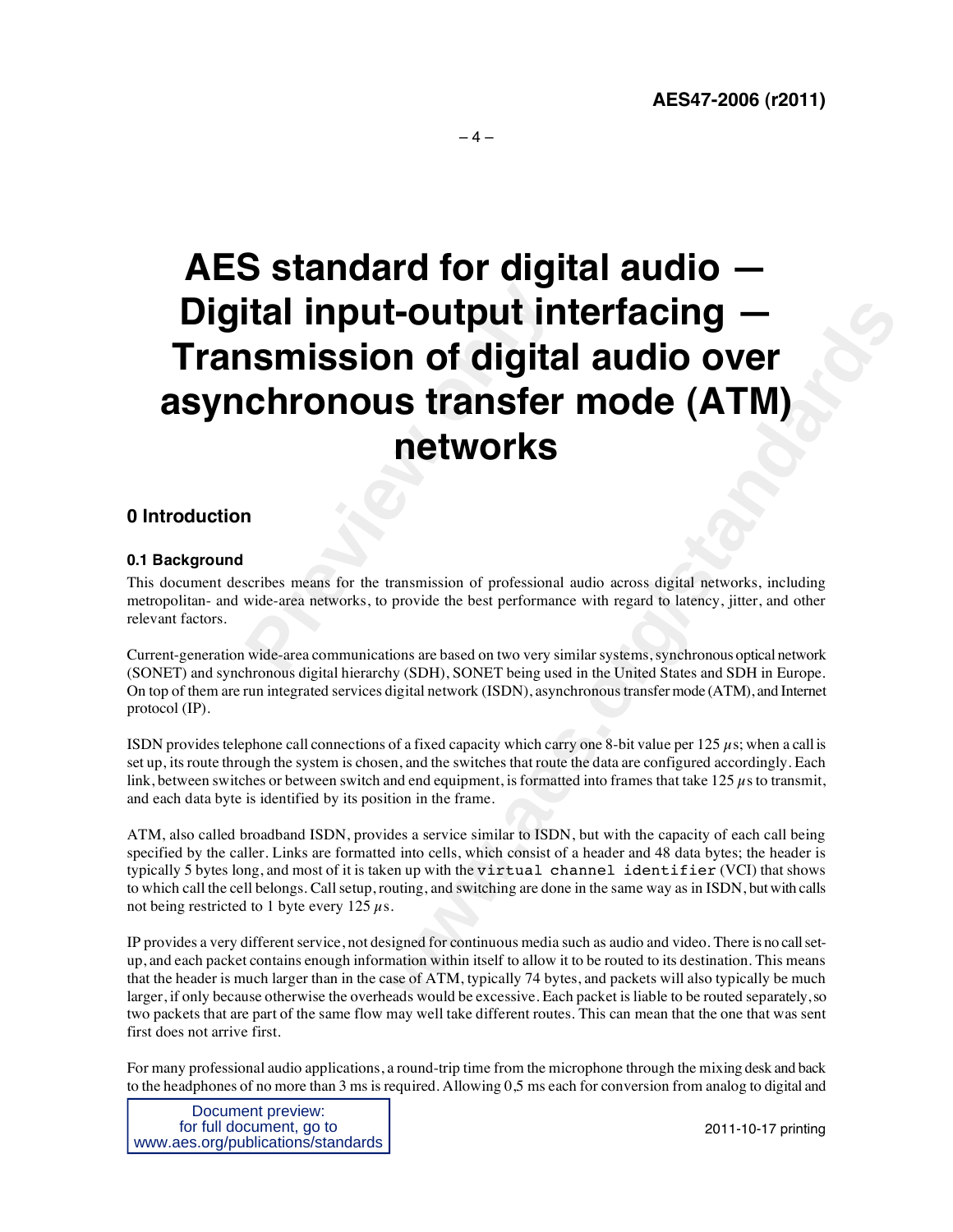# AES standard for digital audio — Digital input-output interfacing — Transmission of digital audio over asynchronous transfer mode (ATM) networks

## 0 Introduction

### 0.1 Background

This document describes means for the transmission of professional audio across digital networks, including metropolitan- and wide-area networks, to provide the best performance with regard to latency, jitter, and other relevant factors.

Current-generation wide-area communications are based on two very similar systems, synchronous optical network (SONET) and synchronous digital hierarchy (SDH), SONET being used in the United States and SDH in Europe. On top of them are run integrated services digital network (ISDN), asynchronous transfer mode (ATM), and Internet protocol (IP).

ISDN provides telephone call connections of a fixed capacity which carry one 8-bit value per 125 $\mu$s; when a call is set up, its route through the system is chosen, and the switches that route the data are configured accordingly. Each link, between switches or between switch and end equipment, is formatted into frames that take 125 $\mu$s to transmit, and each data byte is identified by its position in the frame.

ATM, also called broadband ISDN, provides a service similar to ISDN, but with the capacity of each call being specified by the caller. Links are formatted into cells, which consist of a header and 48 data bytes; the header is typically 5 bytes long, and most of it is taken up with the `virtual channel identifier` (VCI) that shows to which call the cell belongs. Call setup, routing, and switching are done in the same way as in ISDN, but with calls not being restricted to 1 byte every 125 $\mu$s.

IP provides a very different service, not designed for continuous media such as audio and video. There is no call set-up, and each packet contains enough information within itself to allow it to be routed to its destination. This means that the header is much larger than in the case of ATM, typically 74 bytes, and packets will also typically be much larger, if only because otherwise the overheads would be excessive. Each packet is liable to be routed separately, so two packets that are part of the same flow may well take different routes. This can mean that the one that was sent first does not arrive first.

For many professional audio applications, a round-trip time from the microphone through the mixing desk and back to the headphones of no more than 3 ms is required. Allowing 0,5 ms each for conversion from analog to digital and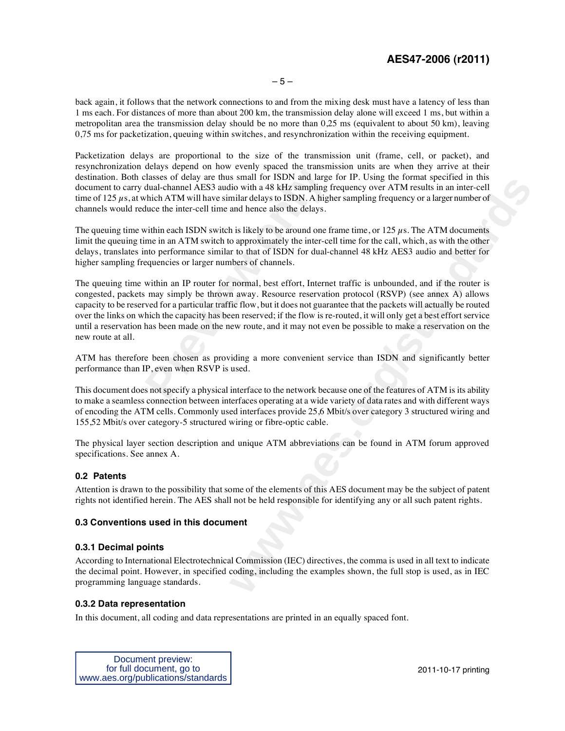back again, it follows that the network connections to and from the mixing desk must have a latency of less than 1 ms each. For distances of more than about 200 km, the transmission delay alone will exceed 1 ms, but within a metropolitan area the transmission delay should be no more than 0,25 ms (equivalent to about 50 km), leaving 0,75 ms for packetization, queuing within switches, and resynchronization within the receiving equipment.

Packetization delays are proportional to the size of the transmission unit (frame, cell, or packet), and resynchronization delays depend on how evenly spaced the transmission units are when they arrive at their destination. Both classes of delay are thus small for ISDN and large for IP. Using the format specified in this document to carry dual-channel AES3 audio with a 48 kHz sampling frequency over ATM results in an inter-cell time of 125 $\mu$s, at which ATM will have similar delays to ISDN. A higher sampling frequency or a larger number of channels would reduce the inter-cell time and hence also the delays.

The queuing time within each ISDN switch is likely to be around one frame time, or 125 $\mu$s. The ATM documents limit the queuing time in an ATM switch to approximately the inter-cell time for the call, which, as with the other delays, translates into performance similar to that of ISDN for dual-channel 48 kHz AES3 audio and better for higher sampling frequencies or larger numbers of channels.

The queuing time within an IP router for normal, best effort, Internet traffic is unbounded, and if the router is congested, packets may simply be thrown away. Resource reservation protocol (RSVP) (see annex A) allows capacity to be reserved for a particular traffic flow, but it does not guarantee that the packets will actually be routed over the links on which the capacity has been reserved; if the flow is re-routed, it will only get a best effort service until a reservation has been made on the new route, and it may not even be possible to make a reservation on the new route at all.

ATM has therefore been chosen as providing a more convenient service than ISDN and significantly better performance than IP, even when RSVP is used.

This document does not specify a physical interface to the network because one of the features of ATM is its ability to make a seamless connection between interfaces operating at a wide variety of data rates and with different ways of encoding the ATM cells. Commonly used interfaces provide 25,6 Mbit/s over category 3 structured wiring and 155,52 Mbit/s over category-5 structured wiring or fibre-optic cable.

The physical layer section description and unique ATM abbreviations can be found in ATM forum approved specifications. See annex A.

### 0.2 Patents

Attention is drawn to the possibility that some of the elements of this AES document may be the subject of patent rights not identified herein. The AES shall not be held responsible for identifying any or all such patent rights.

### 0.3 Conventions used in this document

#### 0.3.1 Decimal points

According to International Electrotechnical Commission (IEC) directives, the comma is used in all text to indicate the decimal point. However, in specified coding, including the examples shown, the full stop is used, as in IEC programming language standards.

#### 0.3.2 Data representation

In this document, all coding and data representations are printed in an equally spaced font.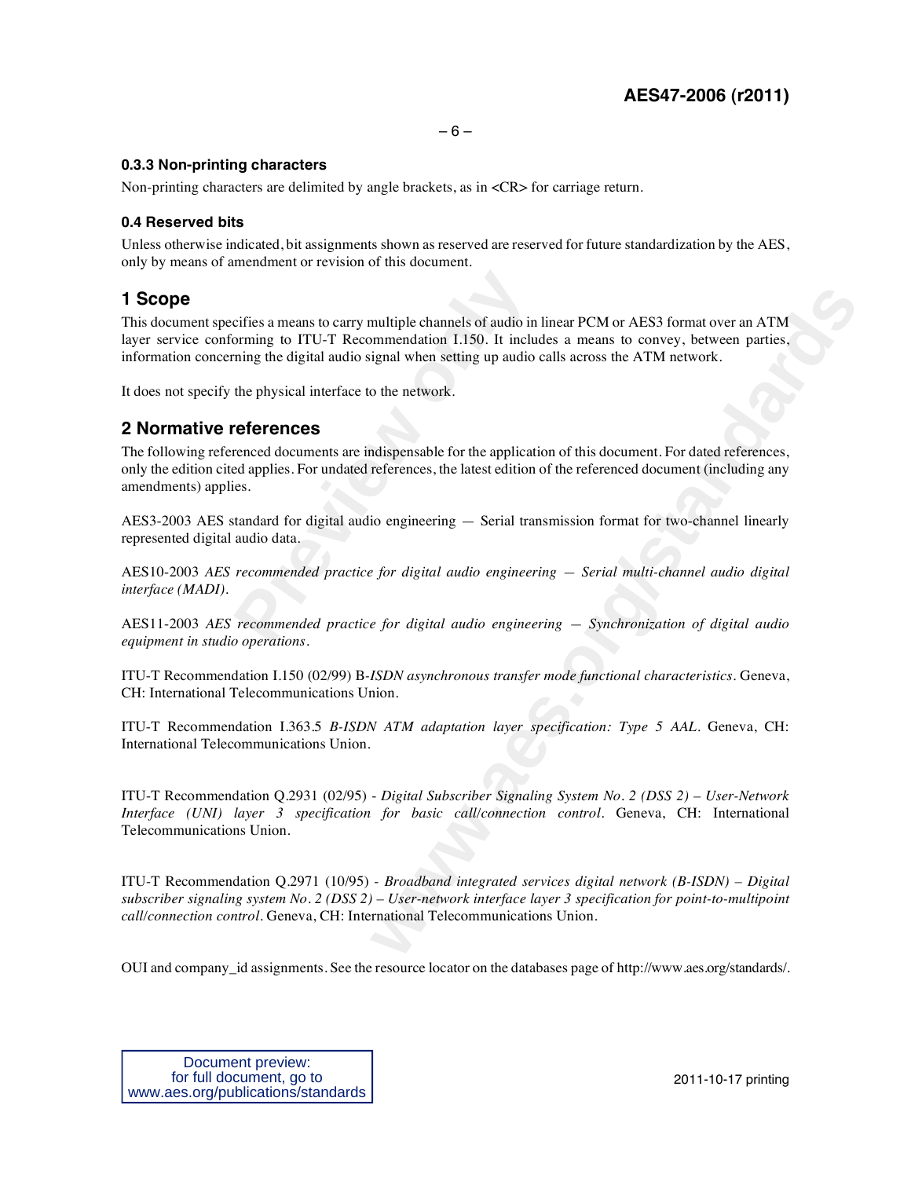### 0.3.3 Non-printing characters

Non-printing characters are delimited by angle brackets, as in <CR> for carriage return.

### 0.4 Reserved bits

Unless otherwise indicated, bit assignments shown as reserved are reserved for future standardization by the AES, only by means of amendment or revision of this document.

## 1 Scope

This document specifies a means to carry multiple channels of audio in linear PCM or AES3 format over an ATM layer service conforming to ITU-T Recommendation I.150. It includes a means to convey, between parties, information concerning the digital audio signal when setting up audio calls across the ATM network.

It does not specify the physical interface to the network.

## 2 Normative references

The following referenced documents are indispensable for the application of this document. For dated references, only the edition cited applies. For undated references, the latest edition of the referenced document (including any amendments) applies.

AES3-2003 AES standard for digital audio engineering — Serial transmission format for two-channel linearly represented digital audio data.

AES10-2003 *AES recommended practice for digital audio engineering — Serial multi-channel audio digital interface (MADI).*

AES11-2003 *AES recommended practice for digital audio engineering — Synchronization of digital audio equipment in studio operations.*

ITU-T Recommendation I.150 (02/99) B-*ISDN asynchronous transfer mode functional characteristics*. Geneva, CH: International Telecommunications Union.

ITU-T Recommendation I.363.5 *B-ISDN ATM adaptation layer specification: Type 5 AAL*. Geneva, CH: International Telecommunications Union.

ITU-T Recommendation Q.2931 (02/95) - *Digital Subscriber Signaling System No. 2 (DSS 2) – User-Network Interface (UNI) layer 3 specification for basic call/connection control*. Geneva, CH: International Telecommunications Union.

ITU-T Recommendation Q.2971 (10/95) - *Broadband integrated services digital network (B-ISDN) – Digital subscriber signaling system No. 2 (DSS 2) – User-network interface layer 3 specification for point-to-multipoint call/connection control*. Geneva, CH: International Telecommunications Union.

OUI and company_id assignments. See the resource locator on the databases page of http://www.aes.org/standards/.